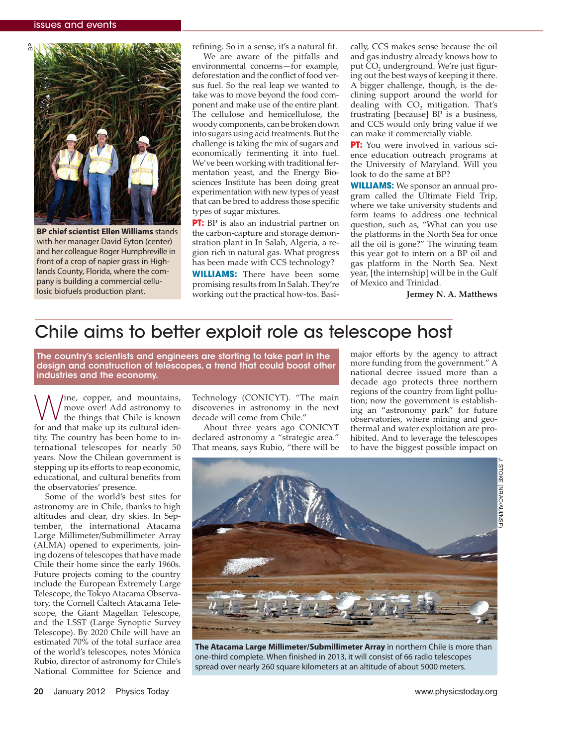BP chief scientist Ellen Williams stands with her manager David Eyton (center) and her colleague Roger Humphreville in front of a crop of napier grass in Highlands County, Florida, where the company is building a commercial cellulosic biofuels production plant.

refining. So in a sense, it's a natural fit.

We are aware of the pitfalls and environmental concerns—for example, deforestation and the conflict of food versus fuel. So the real leap we wanted to take was to move beyond the food component and make use of the entire plant. The cellulose and hemicellulose, the woody components, can be broken down into sugars using acid treatments. But the challenge is taking the mix of sugars and economically fermenting it into fuel. We've been working with traditional fermentation yeast, and the Energy Biosciences Institute has been doing great experimentation with new types of yeast that can be bred to address those specific types of sugar mixtures.

**PT:** BP is also an industrial partner on the carbon-capture and storage demonstration plant in In Salah, Algeria, a region rich in natural gas. What progress has been made with CCS technology?

**WILLIAMS:** There have been some promising results from In Salah. They're working out the practical how-tos. Basically, CCS makes sense because the oil and gas industry already knows how to put $CO_2$ underground. We're just figuring out the best ways of keeping it there. A bigger challenge, though, is the declining support around the world for dealing with $CO_2$ mitigation. That's frustrating [because] BP is a business, and CCS would only bring value if we can make it commercially viable.

**PT:** You were involved in various science education outreach programs at the University of Maryland. Will you look to do the same at BP?

**WILLIAMS:** We sponsor an annual program called the Ultimate Field Trip, where we take university students and form teams to address one technical question, such as, "What can you use the platforms in the North Sea for once all the oil is gone?" The winning team this year got to intern on a BP oil and gas platform in the North Sea. Next year, [the internship] will be in the Gulf of Mexico and Trinidad.

**Jermey N. A. Matthews**

# Chile aims to better exploit role as telescope host

**The country's scientists and engineers are starting to take part in the design and construction of telescopes, a trend that could boost other industries and the economy.**

Wine, copper, and mountains, move over! Add astronomy to the things that Chile is known for and that make up its cultural identity. The country has been home to international telescopes for nearly 50 years. Now the Chilean government is stepping up its efforts to reap economic, educational, and cultural benefits from the observatories' presence.

Some of the world's best sites for astronomy are in Chile, thanks to high altitudes and clear, dry skies. In September, the international Atacama Large Millimeter/Submillimeter Array (ALMA) opened to experiments, joining dozens of telescopes that have made Chile their home since the early 1960s. Future projects coming to the country include the European Extremely Large Telescope, the Tokyo Atacama Observatory, the Cornell Caltech Atacama Telescope, the Giant Magellan Telescope, and the LSST (Large Synoptic Survey Telescope). By 2020 Chile will have an estimated 70% of the total surface area of the world's telescopes, notes Mónica Rubio, director of astronomy for Chile's National Committee for Science and Technology (CONICYT). "The main discoveries in astronomy in the next decade will come from Chile."

About three years ago CONICYT declared astronomy a "strategic area." That means, says Rubio, "there will be major efforts by the agency to attract more funding from the government." A national decree issued more than a decade ago protects three northern regions of the country from light pollution; now the government is establishing an "astronomy park" for future observatories, where mining and geothermal and water exploitation are prohibited. And to leverage the telescopes to have the biggest possible impact on

**The Atacama Large Millimeter/Submillimeter Array** in northern Chile is more than one-third complete. When finished in 2013, it will consist of 66 radio telescopes spread over nearly 260 square kilometers at an altitude of about 5000 meters.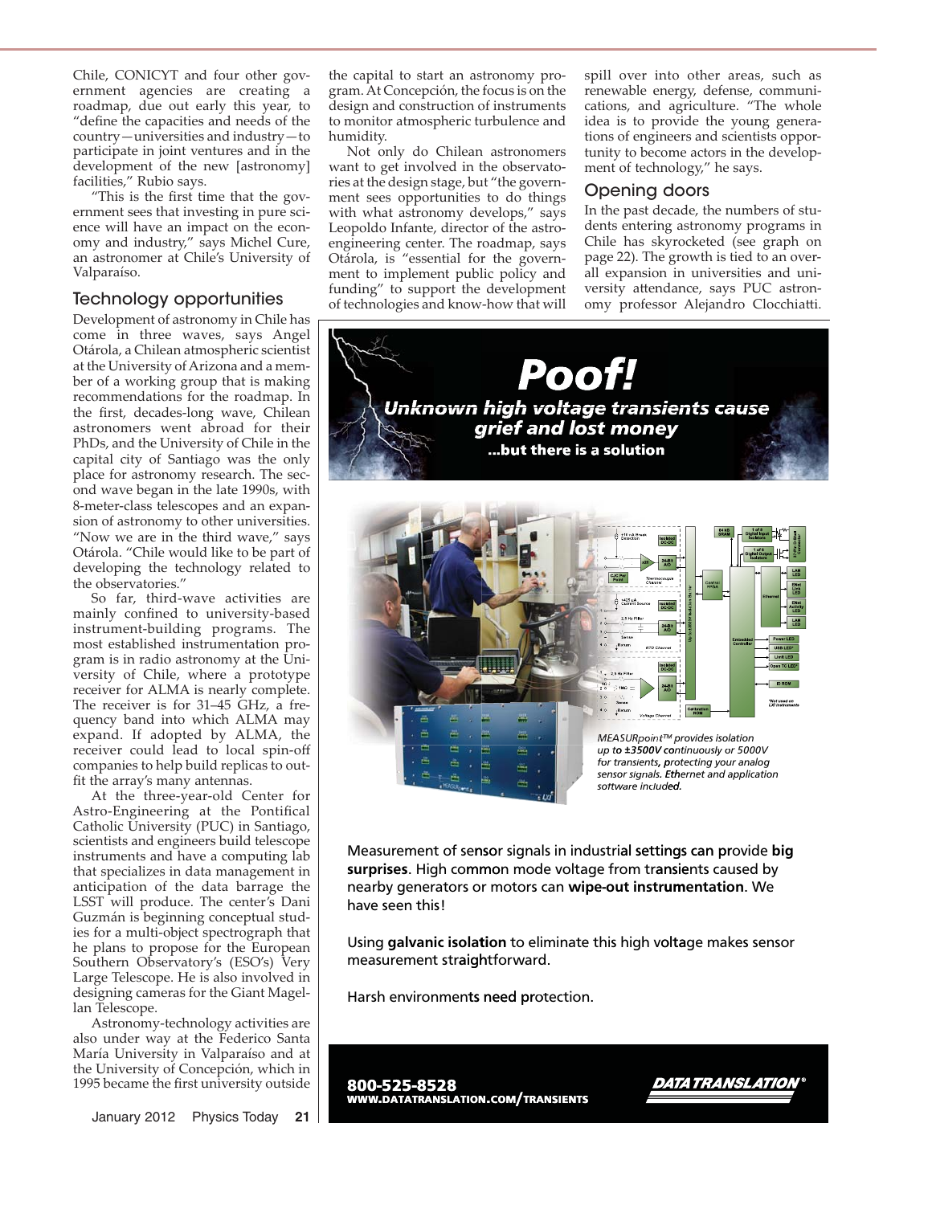Chile, CONICYT and four other government agencies are creating a roadmap, due out early this year, to "define the capacities and needs of the country—universities and industry—to participate in joint ventures and in the development of the new [astronomy] facilities," Rubio says.

"This is the first time that the government sees that investing in pure science will have an impact on the economy and industry," says Michel Cure, an astronomer at Chile's University of Valparaíso.

## Technology opportunities

Development of astronomy in Chile has come in three waves, says Angel Otárola, a Chilean atmospheric scientist at the University of Arizona and a member of a working group that is making recommendations for the roadmap. In the first, decades-long wave, Chilean astronomers went abroad for their PhDs, and the University of Chile in the capital city of Santiago was the only place for astronomy research. The second wave began in the late 1990s, with 8-meter-class telescopes and an expansion of astronomy to other universities. "Now we are in the third wave," says Otárola. "Chile would like to be part of developing the technology related to the observatories."

So far, third-wave activities are mainly confined to university-based instrument-building programs. The most established instrumentation program is in radio astronomy at the University of Chile, where a prototype receiver for ALMA is nearly complete. The receiver is for 31–45 GHz, a frequency band into which ALMA may expand. If adopted by ALMA, the receiver could lead to local spin-off companies to help build replicas to outfit the array's many antennas.

At the three-year-old Center for Astro-Engineering at the Pontifical Catholic University (PUC) in Santiago, scientists and engineers build telescope instruments and have a computing lab that specializes in data management in anticipation of the data barrage the LSST will produce. The center's Dani Guzmán is beginning conceptual studies for a multi-object spectrograph that he plans to propose for the European Southern Observatory's (ESO's) Very Large Telescope. He is also involved in designing cameras for the Giant Magellan Telescope.

Astronomy-technology activities are also under way at the Federico Santa María University in Valparaíso and at the University of Concepción, which in 1995 became the first university outside the capital to start an astronomy program. At Concepción, the focus is on the design and construction of instruments to monitor atmospheric turbulence and humidity.

Not only do Chilean astronomers want to get involved in the observatories at the design stage, but "the government sees opportunities to do things with what astronomy develops," says Leopoldo Infante, director of the astroengineering center. The roadmap, says Otárola, is "essential for the government to implement public policy and funding" to support the development of technologies and know-how that will spill over into other areas, such as renewable energy, defense, communications, and agriculture. "The whole idea is to provide the young generations of engineers and scientists opportunity to become actors in the development of technology," he says.

## Opening doors

In the past decade, the numbers of students entering astronomy programs in Chile has skyrocketed (see graph on page 22). The growth is tied to an overall expansion in universities and university attendance, says PUC astronomy professor Alejandro Clocchiatti.

**Poof!**

***Unknown high voltage transients cause grief and lost money***

**...but there is a solution**

*MEASURpoint™ provides isolation up to ±3500V continuously or 5000V for transients, protecting your analog sensor signals. Ethernet and application software included.*

Measurement of sensor signals in industrial settings can provide **big surprises**. High common mode voltage from transients caused by nearby generators or motors can **wipe-out instrumentation**. We have seen this!

Using **galvanic isolation** to eliminate this high voltage makes sensor measurement straightforward.

Harsh environments need protection.

**800-525-8528**
**WWW.DATATRANSLATION.COM/TRANSIENTS**

**DATA TRANSLATION®**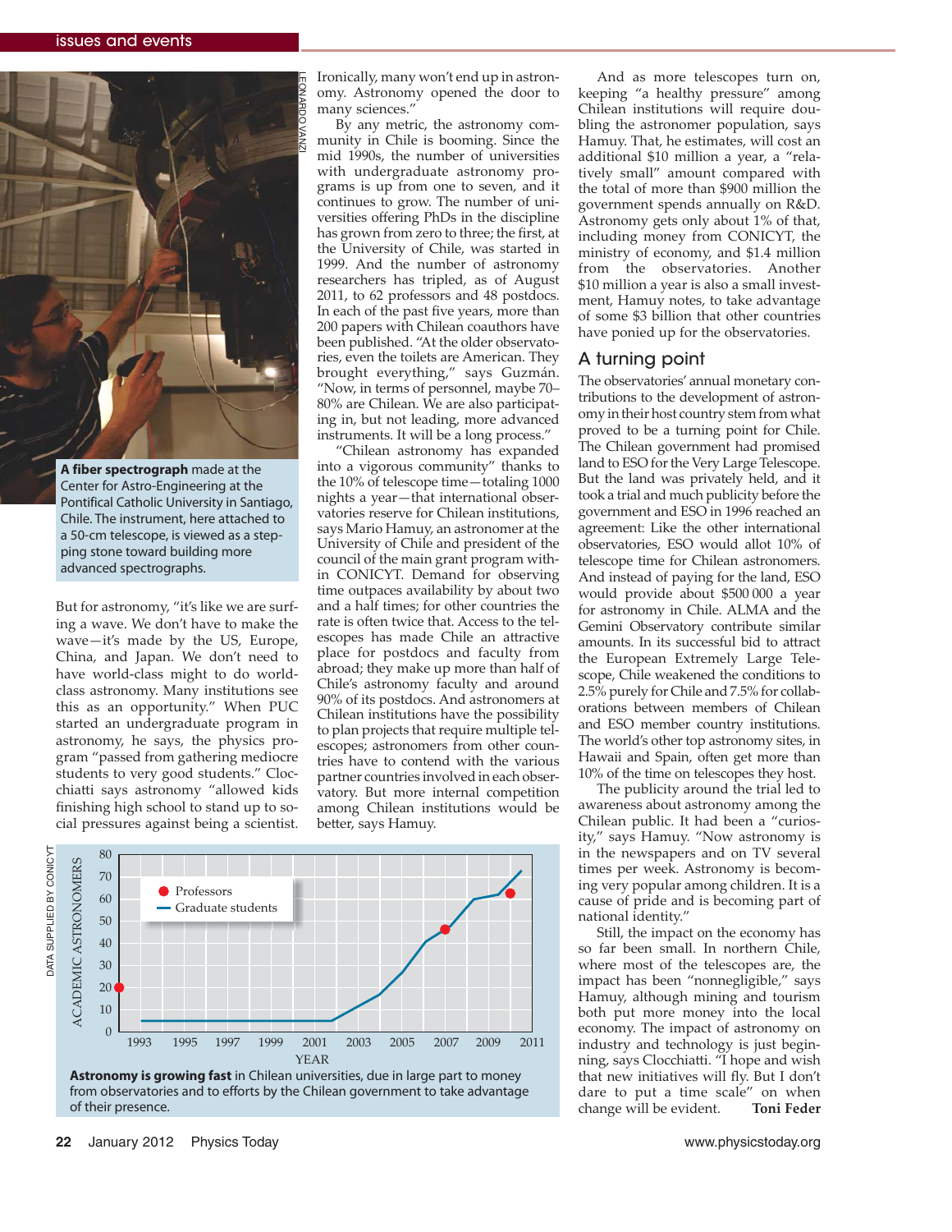**A fiber spectrograph** made at the Center for Astro-Engineering at the Pontifical Catholic University in Santiago, Chile. The instrument, here attached to a 50-cm telescope, is viewed as a stepping stone toward building more advanced spectrographs.

But for astronomy, "it's like we are surfing a wave. We don't have to make the wave—it's made by the US, Europe, China, and Japan. We don't need to have world-class might to do world-class astronomy. Many institutions see this as an opportunity." When PUC started an undergraduate program in astronomy, he says, the physics program "passed from gathering mediocre students to very good students." Clocchiatti says astronomy "allowed kids finishing high school to stand up to social pressures against being a scientist. Ironically, many won't end up in astronomy. Astronomy opened the door to many sciences."

By any metric, the astronomy community in Chile is booming. Since the mid 1990s, the number of universities with undergraduate astronomy programs is up from one to seven, and it continues to grow. The number of universities offering PhDs in the discipline has grown from zero to three; the first, at the University of Chile, was started in 1999. And the number of astronomy researchers has tripled, as of August 2011, to 62 professors and 48 postdocs. In each of the past five years, more than 200 papers with Chilean coauthors have been published. "At the older observatories, even the toilets are American. They brought everything," says Guzmán. "Now, in terms of personnel, maybe 70–80% are Chilean. We are also participating in, but not leading, more advanced instruments. It will be a long process."

"Chilean astronomy has expanded into a vigorous community" thanks to the 10% of telescope time—totaling 1000 nights a year—that international observatories reserve for Chilean institutions, says Mario Hamuy, an astronomer at the University of Chile and president of the council of the main grant program within CONICYT. Demand for observing time outpaces availability by about two and a half times; for other countries the rate is often twice that. Access to the telescopes has made Chile an attractive place for postdocs and faculty from abroad; they make up more than half of Chile's astronomy faculty and around 90% of its postdocs. And astronomers at Chilean institutions have the possibility to plan projects that require multiple telescopes; astronomers from other countries have to contend with the various partner countries involved in each observatory. But more internal competition among Chilean institutions would be better, says Hamuy.

ACADEMIC ASTRONOMERS

80
70
60
50
40
30
20
10
0

1993 1995 1997 1999 2001 2003 2005 2007 2009 2011

YEAR

Professors
Graduate students

DATA SUPPLIED BY CONICYT

**Astronomy is growing fast** in Chilean universities, due in large part to money from observatories and to efforts by the Chilean government to take advantage of their presence.

And as more telescopes turn on, keeping "a healthy pressure" among Chilean institutions will require doubling the astronomer population, says Hamuy. That, he estimates, will cost an additional \$10 million a year, a "relatively small" amount compared with the total of more than \$900 million the government spends annually on R&D. Astronomy gets only about 1% of that, including money from CONICYT, the ministry of economy, and \$1.4 million from the observatories. Another \$10 million a year is also a small investment, Hamuy notes, to take advantage of some \$3 billion that other countries have ponied up for the observatories.

## A turning point

The observatories' annual monetary contributions to the development of astronomy in their host country stem from what proved to be a turning point for Chile. The Chilean government had promised land to ESO for the Very Large Telescope. But the land was privately held, and it took a trial and much publicity before the government and ESO in 1996 reached an agreement: Like the other international observatories, ESO would allot 10% of telescope time for Chilean astronomers. And instead of paying for the land, ESO would provide about \$500 000 a year for astronomy in Chile. ALMA and the Gemini Observatory contribute similar amounts. In its successful bid to attract the European Extremely Large Telescope, Chile weakened the conditions to 2.5% purely for Chile and 7.5% for collaborations between members of Chilean and ESO member country institutions. The world's other top astronomy sites, in Hawaii and Spain, often get more than 10% of the time on telescopes they host.

The publicity around the trial led to awareness about astronomy among the Chilean public. It had been a "curiosity," says Hamuy. "Now astronomy is in the newspapers and on TV several times per week. Astronomy is becoming very popular among children. It is a cause of pride and is becoming part of national identity."

Still, the impact on the economy has so far been small. In northern Chile, where most of the telescopes are, the impact has been "nonnegligible," says Hamuy, although mining and tourism both put more money into the local economy. The impact of astronomy on industry and technology is just beginning, says Clocchiatti. "I hope and wish that new initiatives will fly. But I don't dare to put a time scale" on when change will be evident. **Toni Feder**